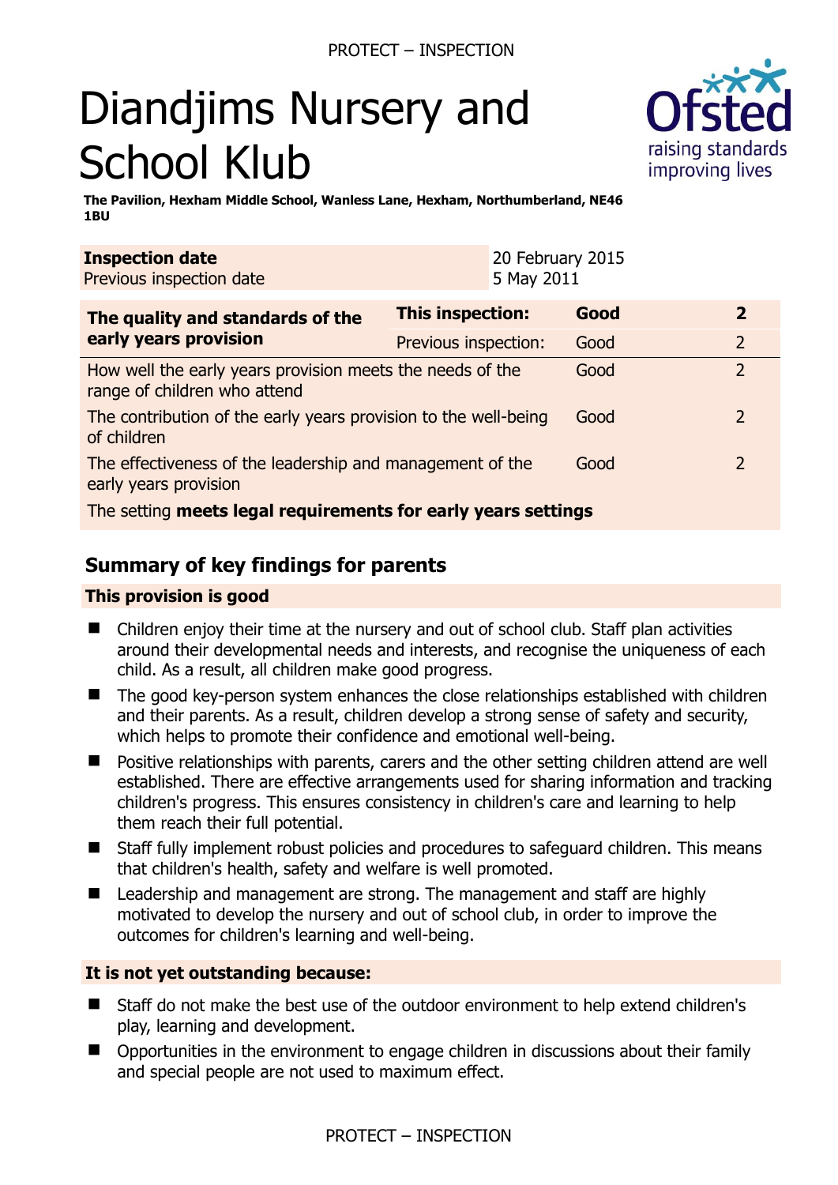# Diandjims Nursery and School Klub

**The Pavilion, Hexham Middle School, Wanless Lane, Hexham, Northumberland, NE46 1BU**

| **Inspection date** | 20 February 2015 |
|---|---|
| Previous inspection date | 5 May 2011 |

| **The quality and standards of the early years provision** | **This inspection:** | **Good** | **2** |
|---|---|---|---|
| | Previous inspection: | Good | 2 |
| How well the early years provision meets the needs of the range of children who attend | | Good | 2 |
| The contribution of the early years provision to the well-being of children | | Good | 2 |
| The effectiveness of the leadership and management of the early years provision | | Good | 2 |
| The setting **meets legal requirements for early years settings** | | | |

## Summary of key findings for parents

### This provision is good

- Children enjoy their time at the nursery and out of school club. Staff plan activities around their developmental needs and interests, and recognise the uniqueness of each child. As a result, all children make good progress.
- The good key-person system enhances the close relationships established with children and their parents. As a result, children develop a strong sense of safety and security, which helps to promote their confidence and emotional well-being.
- Positive relationships with parents, carers and the other setting children attend are well established. There are effective arrangements used for sharing information and tracking children's progress. This ensures consistency in children's care and learning to help them reach their full potential.
- Staff fully implement robust policies and procedures to safeguard children. This means that children's health, safety and welfare is well promoted.
- Leadership and management are strong. The management and staff are highly motivated to develop the nursery and out of school club, in order to improve the outcomes for children's learning and well-being.

### It is not yet outstanding because:

- Staff do not make the best use of the outdoor environment to help extend children's play, learning and development.
- Opportunities in the environment to engage children in discussions about their family and special people are not used to maximum effect.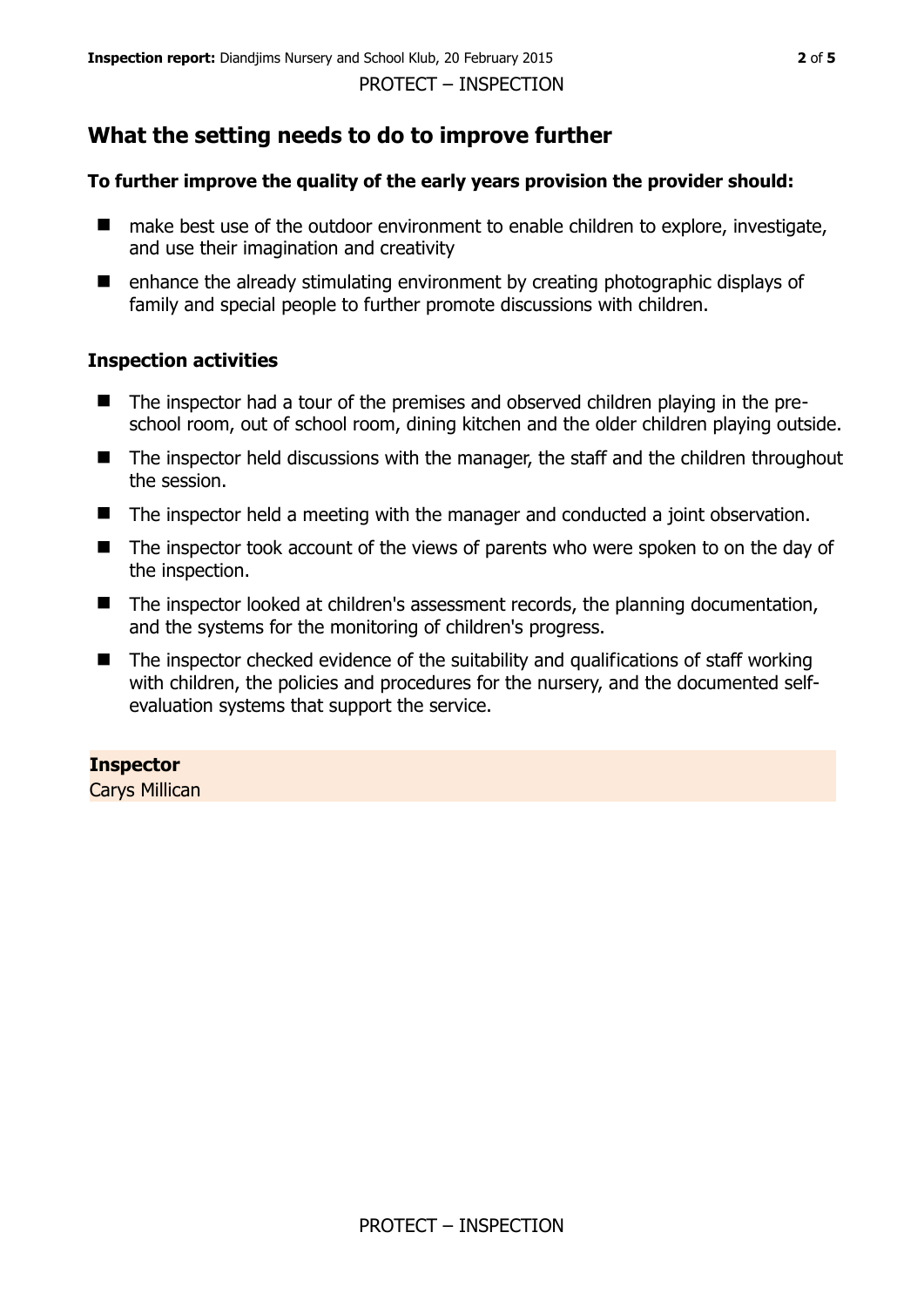## What the setting needs to do to improve further

**To further improve the quality of the early years provision the provider should:**

- make best use of the outdoor environment to enable children to explore, investigate, and use their imagination and creativity
- enhance the already stimulating environment by creating photographic displays of family and special people to further promote discussions with children.

### Inspection activities

- The inspector had a tour of the premises and observed children playing in the pre-school room, out of school room, dining kitchen and the older children playing outside.
- The inspector held discussions with the manager, the staff and the children throughout the session.
- The inspector held a meeting with the manager and conducted a joint observation.
- The inspector took account of the views of parents who were spoken to on the day of the inspection.
- The inspector looked at children's assessment records, the planning documentation, and the systems for the monitoring of children's progress.
- The inspector checked evidence of the suitability and qualifications of staff working with children, the policies and procedures for the nursery, and the documented self-evaluation systems that support the service.

**Inspector**
Carys Millican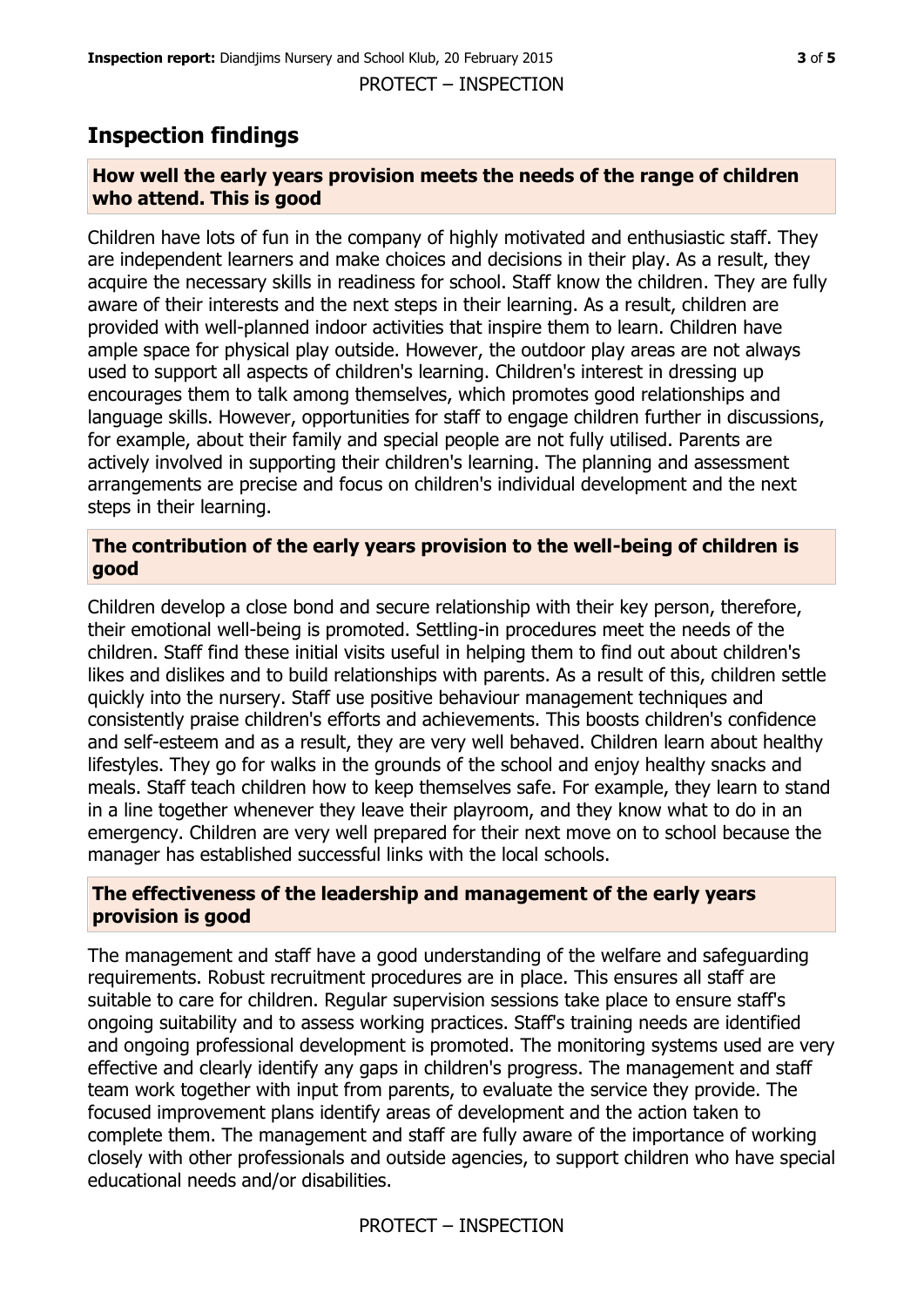## Inspection findings

### How well the early years provision meets the needs of the range of children who attend. This is good

Children have lots of fun in the company of highly motivated and enthusiastic staff. They are independent learners and make choices and decisions in their play. As a result, they acquire the necessary skills in readiness for school. Staff know the children. They are fully aware of their interests and the next steps in their learning. As a result, children are provided with well-planned indoor activities that inspire them to learn. Children have ample space for physical play outside. However, the outdoor play areas are not always used to support all aspects of children's learning. Children's interest in dressing up encourages them to talk among themselves, which promotes good relationships and language skills. However, opportunities for staff to engage children further in discussions, for example, about their family and special people are not fully utilised. Parents are actively involved in supporting their children's learning. The planning and assessment arrangements are precise and focus on children's individual development and the next steps in their learning.

### The contribution of the early years provision to the well-being of children is good

Children develop a close bond and secure relationship with their key person, therefore, their emotional well-being is promoted. Settling-in procedures meet the needs of the children. Staff find these initial visits useful in helping them to find out about children's likes and dislikes and to build relationships with parents. As a result of this, children settle quickly into the nursery. Staff use positive behaviour management techniques and consistently praise children's efforts and achievements. This boosts children's confidence and self-esteem and as a result, they are very well behaved. Children learn about healthy lifestyles. They go for walks in the grounds of the school and enjoy healthy snacks and meals. Staff teach children how to keep themselves safe. For example, they learn to stand in a line together whenever they leave their playroom, and they know what to do in an emergency. Children are very well prepared for their next move on to school because the manager has established successful links with the local schools.

### The effectiveness of the leadership and management of the early years provision is good

The management and staff have a good understanding of the welfare and safeguarding requirements. Robust recruitment procedures are in place. This ensures all staff are suitable to care for children. Regular supervision sessions take place to ensure staff's ongoing suitability and to assess working practices. Staff's training needs are identified and ongoing professional development is promoted. The monitoring systems used are very effective and clearly identify any gaps in children's progress. The management and staff team work together with input from parents, to evaluate the service they provide. The focused improvement plans identify areas of development and the action taken to complete them. The management and staff are fully aware of the importance of working closely with other professionals and outside agencies, to support children who have special educational needs and/or disabilities.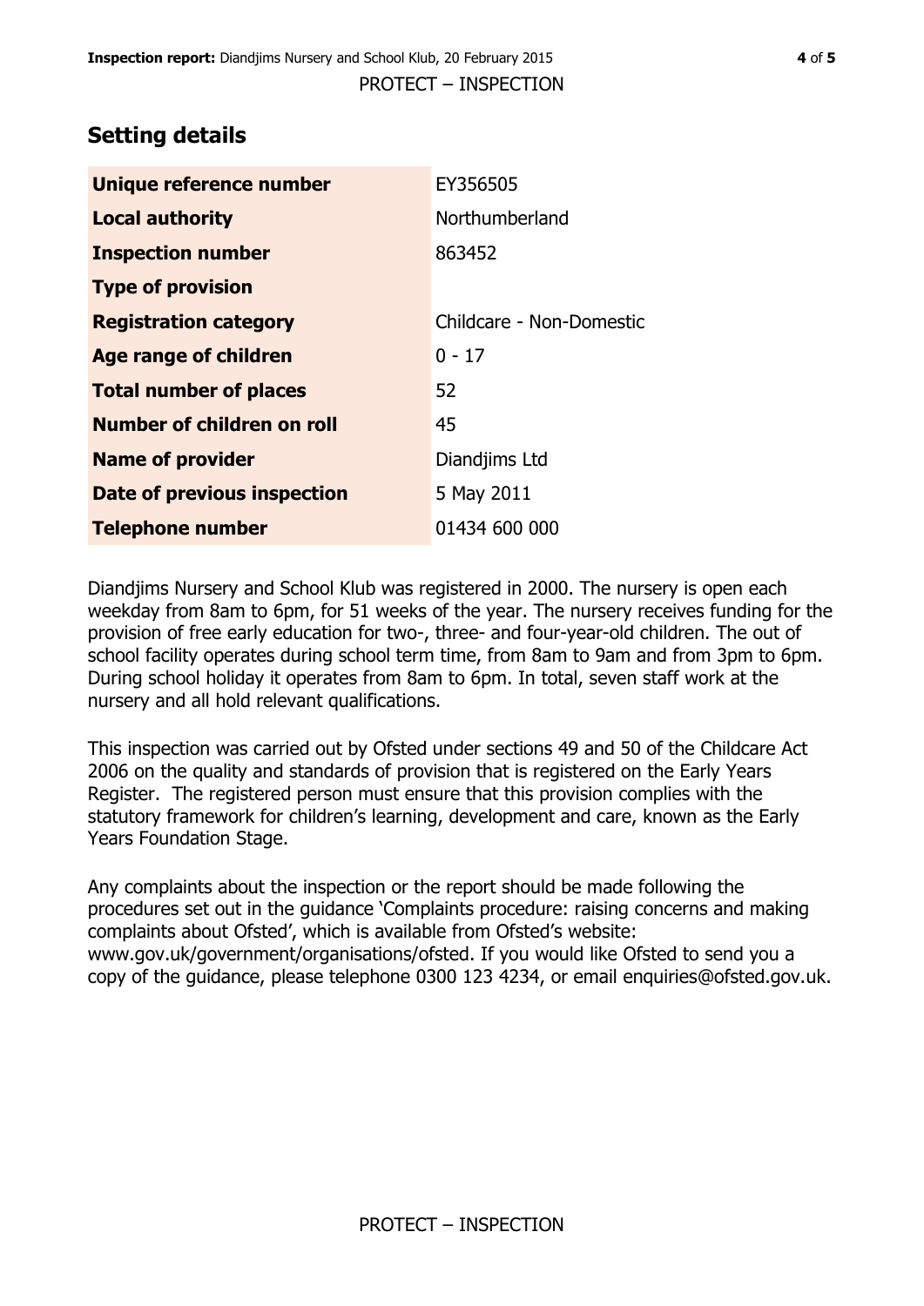## Setting details

| | |
|---|---|
| **Unique reference number** | EY356505 |
| **Local authority** | Northumberland |
| **Inspection number** | 863452 |
| **Type of provision** | |
| **Registration category** | Childcare - Non-Domestic |
| **Age range of children** | 0 - 17 |
| **Total number of places** | 52 |
| **Number of children on roll** | 45 |
| **Name of provider** | Diandjims Ltd |
| **Date of previous inspection** | 5 May 2011 |
| **Telephone number** | 01434 600 000 |

Diandjims Nursery and School Klub was registered in 2000. The nursery is open each weekday from 8am to 6pm, for 51 weeks of the year. The nursery receives funding for the provision of free early education for two-, three- and four-year-old children. The out of school facility operates during school term time, from 8am to 9am and from 3pm to 6pm. During school holiday it operates from 8am to 6pm. In total, seven staff work at the nursery and all hold relevant qualifications.

This inspection was carried out by Ofsted under sections 49 and 50 of the Childcare Act 2006 on the quality and standards of provision that is registered on the Early Years Register. The registered person must ensure that this provision complies with the statutory framework for children's learning, development and care, known as the Early Years Foundation Stage.

Any complaints about the inspection or the report should be made following the procedures set out in the guidance 'Complaints procedure: raising concerns and making complaints about Ofsted', which is available from Ofsted's website: www.gov.uk/government/organisations/ofsted. If you would like Ofsted to send you a copy of the guidance, please telephone 0300 123 4234, or email enquiries@ofsted.gov.uk.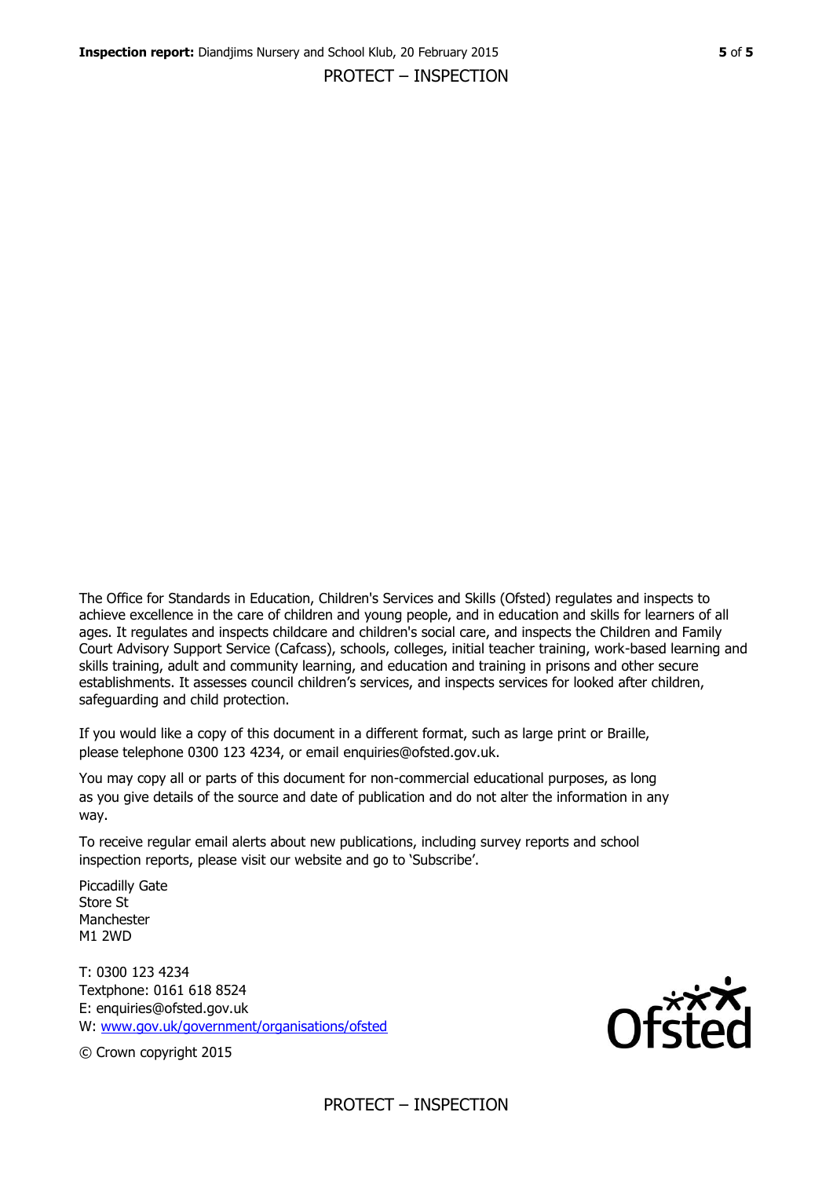The Office for Standards in Education, Children's Services and Skills (Ofsted) regulates and inspects to achieve excellence in the care of children and young people, and in education and skills for learners of all ages. It regulates and inspects childcare and children's social care, and inspects the Children and Family Court Advisory Support Service (Cafcass), schools, colleges, initial teacher training, work-based learning and skills training, adult and community learning, and education and training in prisons and other secure establishments. It assesses council children's services, and inspects services for looked after children, safeguarding and child protection.

If you would like a copy of this document in a different format, such as large print or Braille, please telephone 0300 123 4234, or email enquiries@ofsted.gov.uk.

You may copy all or parts of this document for non-commercial educational purposes, as long as you give details of the source and date of publication and do not alter the information in any way.

To receive regular email alerts about new publications, including survey reports and school inspection reports, please visit our website and go to 'Subscribe'.

Piccadilly Gate
Store St
Manchester
M1 2WD

T: 0300 123 4234
Textphone: 0161 618 8524
E: enquiries@ofsted.gov.uk
W: [www.gov.uk/government/organisations/ofsted](www.gov.uk/government/organisations/ofsted)

© Crown copyright 2015